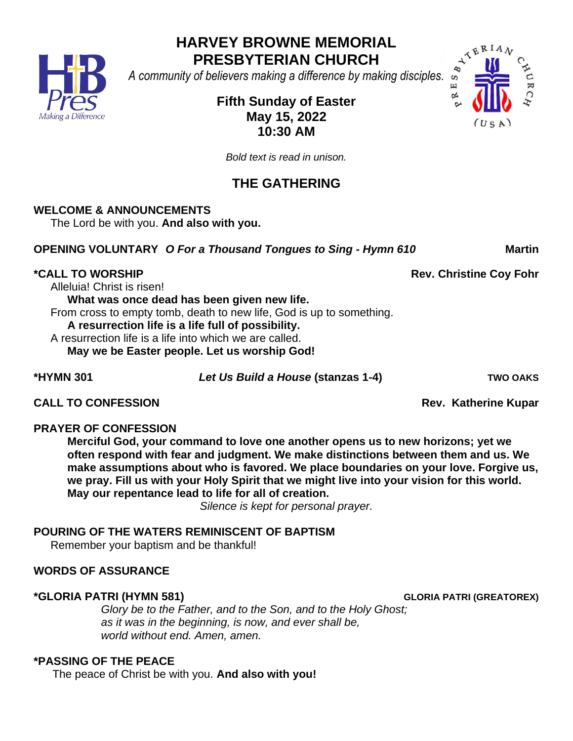# HARVEY BROWNE MEMORIAL PRESBYTERIAN CHURCH

*A community of believers making a difference by making disciples.*

**Fifth Sunday of Easter**
**May 15, 2022**
**10:30 AM**

*Bold text is read in unison.*

## THE GATHERING

**WELCOME & ANNOUNCEMENTS**

The Lord be with you. **And also with you.**

**OPENING VOLUNTARY** ***O For a Thousand Tongues to Sing - Hymn 610*** **Martin**

**\*CALL TO WORSHIP** **Rev. Christine Coy Fohr**

Alleluia! Christ is risen!
**What was once dead has been given new life.**
From cross to empty tomb, death to new life, God is up to something.
**A resurrection life is a life full of possibility.**
A resurrection life is a life into which we are called.
**May we be Easter people. Let us worship God!**

**\*HYMN 301** ***Let Us Build a House*** **(stanzas 1-4)** **TWO OAKS**

**CALL TO CONFESSION** **Rev. Katherine Kupar**

**PRAYER OF CONFESSION**

**Merciful God, your command to love one another opens us to new horizons; yet we often respond with fear and judgment. We make distinctions between them and us. We make assumptions about who is favored. We place boundaries on your love. Forgive us, we pray. Fill us with your Holy Spirit that we might live into your vision for this world. May our repentance lead to life for all of creation.**

*Silence is kept for personal prayer.*

**POURING OF THE WATERS REMINISCENT OF BAPTISM**

Remember your baptism and be thankful!

**WORDS OF ASSURANCE**

**\*GLORIA PATRI (HYMN 581)** **GLORIA PATRI (GREATOREX)**

*Glory be to the Father, and to the Son, and to the Holy Ghost;*
*as it was in the beginning, is now, and ever shall be,*
*world without end. Amen, amen.*

**\*PASSING OF THE PEACE**

The peace of Christ be with you. **And also with you!**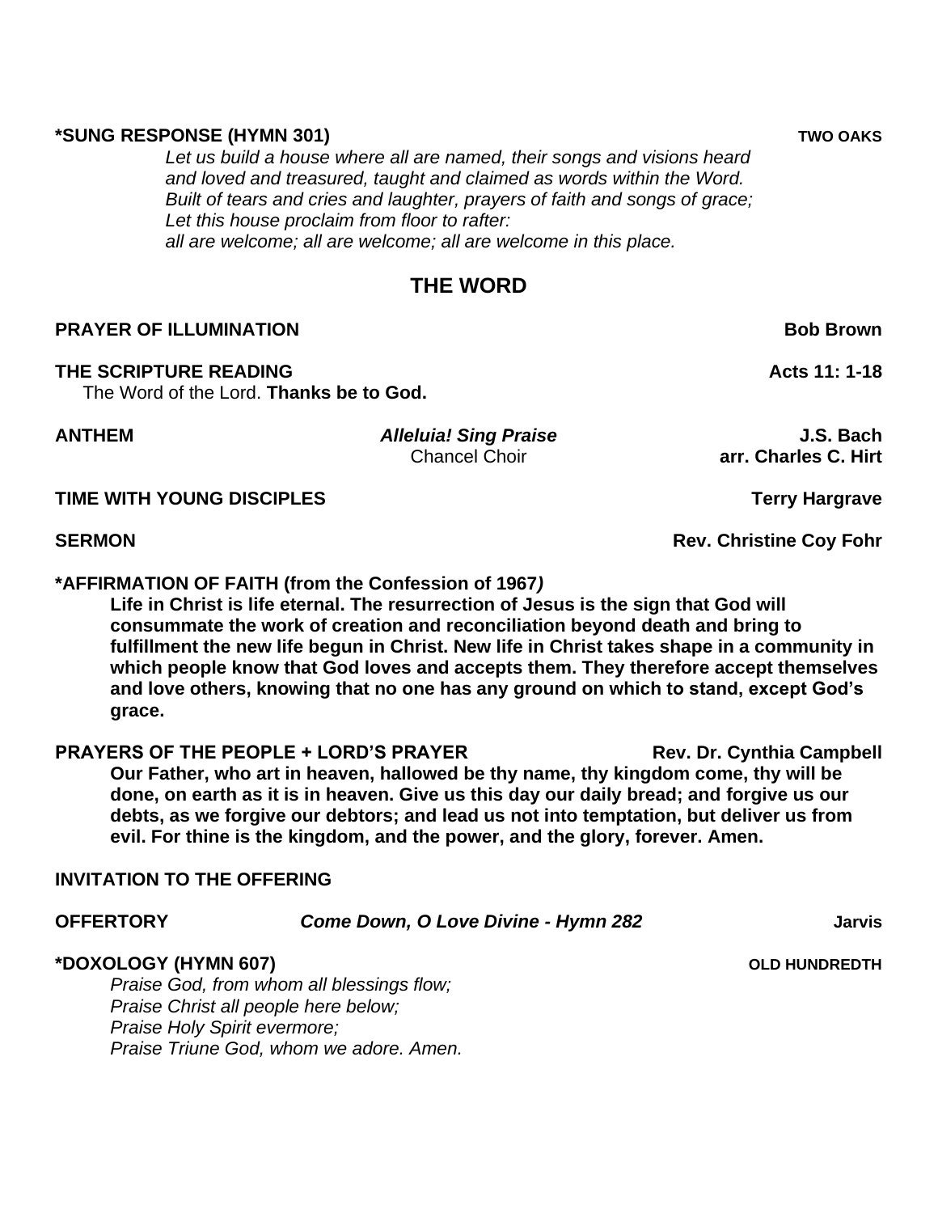**\*SUNG RESPONSE (HYMN 301)** **TWO OAKS**

*Let us build a house where all are named, their songs and visions heard*
*and loved and treasured, taught and claimed as words within the Word.*
*Built of tears and cries and laughter, prayers of faith and songs of grace;*
*Let this house proclaim from floor to rafter:*
*all are welcome; all are welcome; all are welcome in this place.*

## THE WORD

**PRAYER OF ILLUMINATION** **Bob Brown**

**THE SCRIPTURE READING** **Acts 11: 1-18**

The Word of the Lord. **Thanks be to God.**

**ANTHEM** ***Alleluia! Sing Praise*** **J.S. Bach**
Chancel Choir **arr. Charles C. Hirt**

**TIME WITH YOUNG DISCIPLES** **Terry Hargrave**

**SERMON** **Rev. Christine Coy Fohr**

**\*AFFIRMATION OF FAITH (from the Confession of 1967)**

**Life in Christ is life eternal. The resurrection of Jesus is the sign that God will consummate the work of creation and reconciliation beyond death and bring to fulfillment the new life begun in Christ. New life in Christ takes shape in a community in which people know that God loves and accepts them. They therefore accept themselves and love others, knowing that no one has any ground on which to stand, except God's grace.**

**PRAYERS OF THE PEOPLE + LORD'S PRAYER** **Rev. Dr. Cynthia Campbell**

**Our Father, who art in heaven, hallowed be thy name, thy kingdom come, thy will be done, on earth as it is in heaven. Give us this day our daily bread; and forgive us our debts, as we forgive our debtors; and lead us not into temptation, but deliver us from evil. For thine is the kingdom, and the power, and the glory, forever. Amen.**

**INVITATION TO THE OFFERING**

**OFFERTORY** ***Come Down, O Love Divine - Hymn 282*** **Jarvis**

**\*DOXOLOGY (HYMN 607)** **OLD HUNDREDTH**

*Praise God, from whom all blessings flow;*
*Praise Christ all people here below;*
*Praise Holy Spirit evermore;*
*Praise Triune God, whom we adore. Amen.*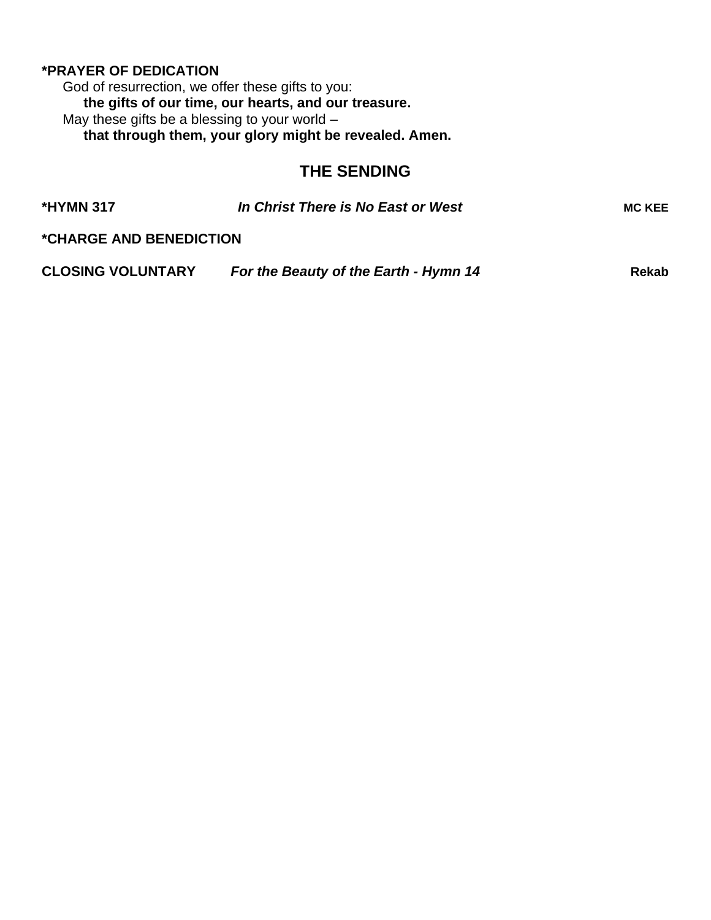**\*PRAYER OF DEDICATION**

God of resurrection, we offer these gifts to you:
**the gifts of our time, our hearts, and our treasure.**
May these gifts be a blessing to your world –
**that through them, your glory might be revealed. Amen.**

## THE SENDING

**\*HYMN 317** ***In Christ There is No East or West*** **MC KEE**

**\*CHARGE AND BENEDICTION**

**CLOSING VOLUNTARY** ***For the Beauty of the Earth - Hymn 14*** **Rekab**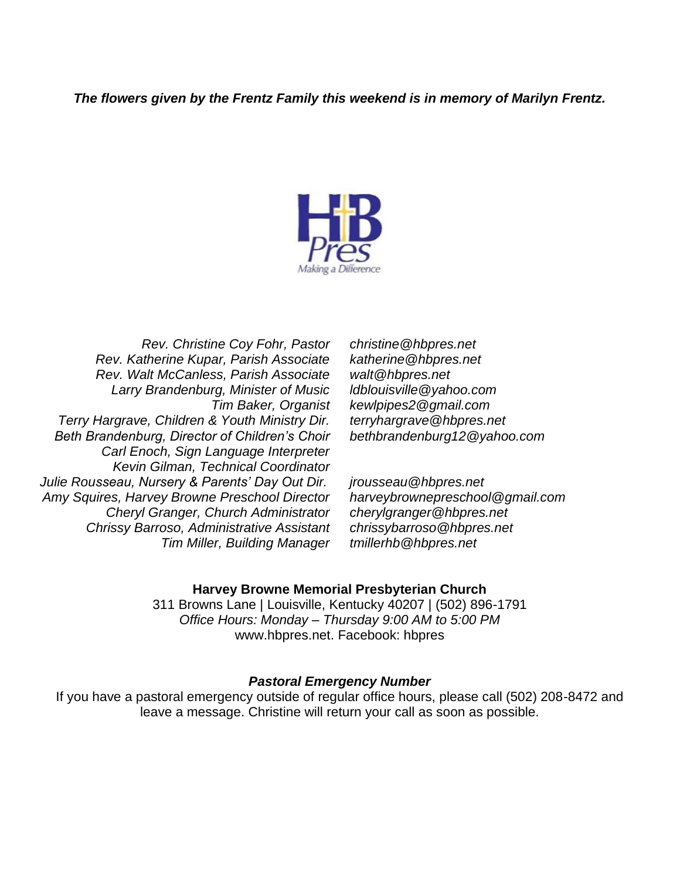***The flowers given by the Frentz Family this weekend is in memory of Marilyn Frentz.***

HB Pres
Making a Difference

| | |
|---|---|
| *Rev. Christine Coy Fohr, Pastor* | *christine@hbpres.net* |
| *Rev. Katherine Kupar, Parish Associate* | *katherine@hbpres.net* |
| *Rev. Walt McCanless, Parish Associate* | *walt@hbpres.net* |
| *Larry Brandenburg, Minister of Music* | *ldblouisville@yahoo.com* |
| *Tim Baker, Organist* | *kewlpipes2@gmail.com* |
| *Terry Hargrave, Children & Youth Ministry Dir.* | *terryhargrave@hbpres.net* |
| *Beth Brandenburg, Director of Children's Choir* | *bethbrandenburg12@yahoo.com* |
| *Carl Enoch, Sign Language Interpreter* | |
| *Kevin Gilman, Technical Coordinator* | |
| *Julie Rousseau, Nursery & Parents' Day Out Dir.* | *jrousseau@hbpres.net* |
| *Amy Squires, Harvey Browne Preschool Director* | *harveybrownepreschool@gmail.com* |
| *Cheryl Granger, Church Administrator* | *cherylgranger@hbpres.net* |
| *Chrissy Barroso, Administrative Assistant* | *chrissybarroso@hbpres.net* |
| *Tim Miller, Building Manager* | *tmillerhb@hbpres.net* |

**Harvey Browne Memorial Presbyterian Church**
311 Browns Lane | Louisville, Kentucky 40207 | (502) 896-1791
*Office Hours: Monday – Thursday 9:00 AM to 5:00 PM*
www.hbpres.net. Facebook: hbpres

***Pastoral Emergency Number***

If you have a pastoral emergency outside of regular office hours, please call (502) 208-8472 and leave a message. Christine will return your call as soon as possible.